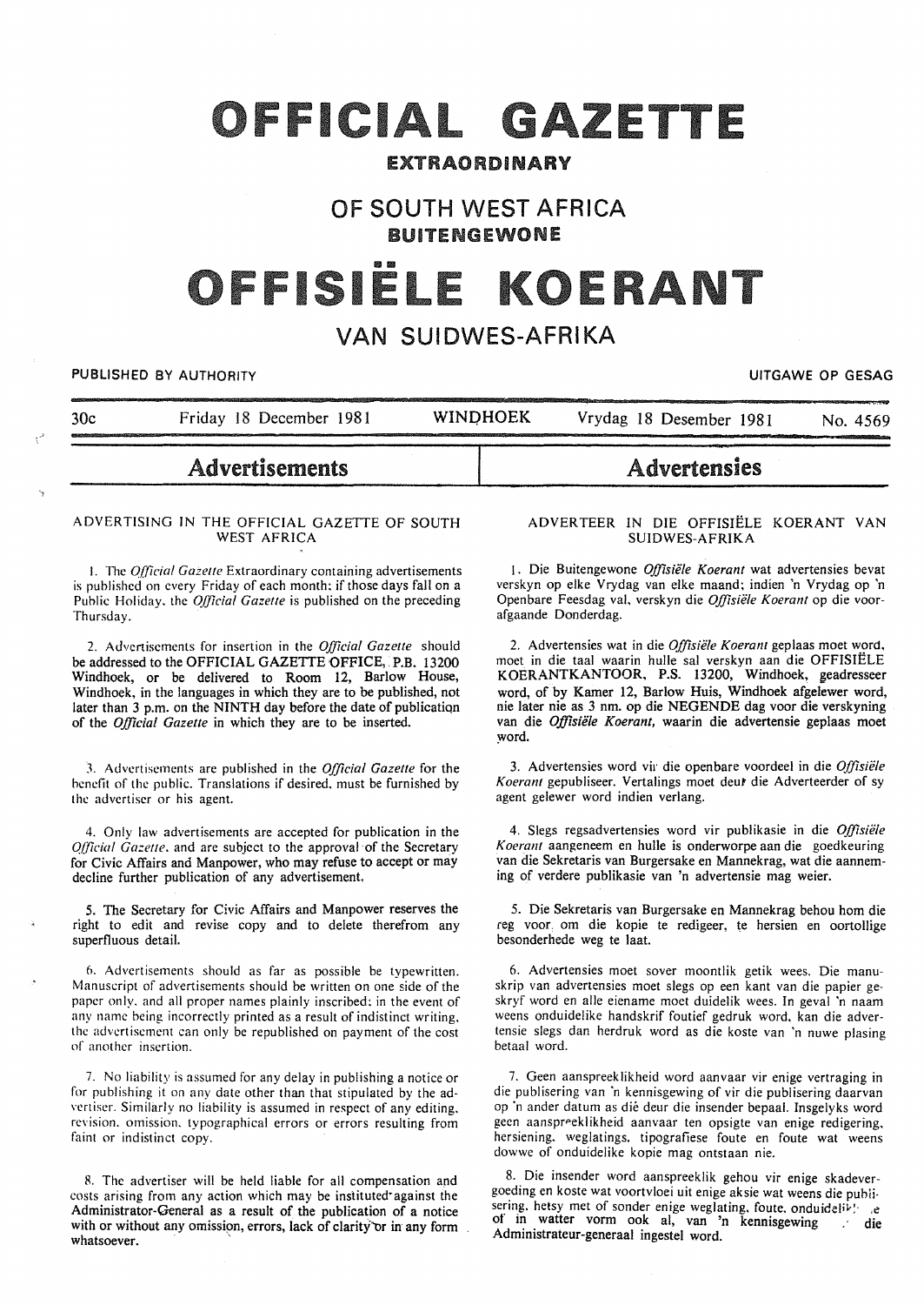# OFFICIAL GAZETTE

## EXTRAORDINARY

## OF SOUTH WEST AFRICA

## BUITENGEWONE

# OFFISIËLE KOERANT

## VAN SUIDWES-AFRIKA

PUBLISHED BY AUTHORITY — UITGAWE OP GESAG

30c — Friday 18 December 1981 — WINDHOEK — Vrydag 18 Desember 1981 — No. 4569

## Advertisements

### ADVERTISING IN THE OFFICIAL GAZETTE OF SOUTH WEST AFRICA

1. The *Official Gazette* Extraordinary containing advertisements is published on every Friday of each month; if those days fall on a Public Holiday, the *Official Gazette* is published on the preceding Thursday.

2. Advertisements for insertion in the *Official Gazette* should be addressed to the OFFICIAL GAZETTE OFFICE, P.B. 13200 Windhoek, or be delivered to Room 12, Barlow House, Windhoek, in the languages in which they are to be published, not later than 3 p.m. on the NINTH day before the date of publication of the *Official Gazette* in which they are to be inserted.

3. Advertisements are published in the *Official Gazette* for the benefit of the public. Translations if desired, must be furnished by the advertiser or his agent.

4. Only law advertisements are accepted for publication in the *Official Gazette*, and are subject to the approval of the Secretary for Civic Affairs and Manpower, who may refuse to accept or may decline further publication of any advertisement.

5. The Secretary for Civic Affairs and Manpower reserves the right to edit and revise copy and to delete therefrom any superfluous detail.

6. Advertisements should as far as possible be typewritten. Manuscript of advertisements should be written on one side of the paper only, and all proper names plainly inscribed; in the event of any name being incorrectly printed as a result of indistinct writing, the advertisement can only be republished on payment of the cost of another insertion.

7. No liability is assumed for any delay in publishing a notice or for publishing it on any date other than that stipulated by the advertiser. Similarly no liability is assumed in respect of any editing, revision, omission, typographical errors or errors resulting from faint or indistinct copy.

8. The advertiser will be held liable for all compensation and costs arising from any action which may be instituted against the Administrator-General as a result of the publication of a notice with or without any omission, errors, lack of clarity or in any form whatsoever.

## Advertensies

### ADVERTEER IN DIE OFFISIËLE KOERANT VAN SUIDWES-AFRIKA

1. Die Buitengewone *Offisiële Koerant* wat advertensies bevat verskyn op elke Vrydag van elke maand; indien 'n Vrydag op 'n Openbare Feesdag val, verskyn die *Offisiële Koerant* op die voorafgaande Donderdag.

2. Advertensies wat in die *Offisiële Koerant* geplaas moet word, moet in die taal waarin hulle sal verskyn aan die OFFISIËLE KOERANTKANTOOR, P.S. 13200, Windhoek, geadresseer word, of by Kamer 12, Barlow Huis, Windhoek afgelewer word, nie later nie as 3 nm. op die NEGENDE dag voor die verskyning van die *Offisiële Koerant*, waarin die advertensie geplaas moet word.

3. Advertensies word vir die openbare voordeel in die *Offisiële Koerant* gepubliseer. Vertalings moet deur die Adverteerder of sy agent gelewer word indien verlang.

4. Slegs regsadvertensies word vir publikasie in die *Offisiële Koerant* aangeneem en hulle is onderworpe aan die goedkeuring van die Sekretaris van Burgersake en Mannekrag, wat die aanneming of verdere publikasie van 'n advertensie mag weier.

5. Die Sekretaris van Burgersake en Mannekrag behou hom die reg voor om die kopie te redigeer, te hersien en oortollige besonderhede weg te laat.

6. Advertensies moet sover moontlik getik wees. Die manuskrip van advertensies moet slegs op een kant van die papier geskryf word en alle eiename moet duidelik wees. In geval 'n naam weens onduidelike handskrif foutief gedruk word, kan die advertensie slegs dan herdruk word as die koste van 'n nuwe plasing betaal word.

7. Geen aanspreeklikheid word aanvaar vir enige vertraging in die publisering van 'n kennisgewing of vir die publisering daarvan op 'n ander datum as dié deur die insender bepaal. Insgelyks word geen aanspreeklikheid aanvaar ten opsigte van enige redigering, hersiening, weglatings, tipografiese foute en foute wat weens dowwe of onduidelike kopie mag ontstaan nie.

8. Die insender word aanspreeklik gehou vir enige skadevergoeding en koste wat voortvloei uit enige aksie wat weens die publisering, hetsy met of sonder enige weglating, foute, onduidelikhede of in watter vorm ook al, van 'n kennisgewing teen die Administrateur-generaal ingestel word.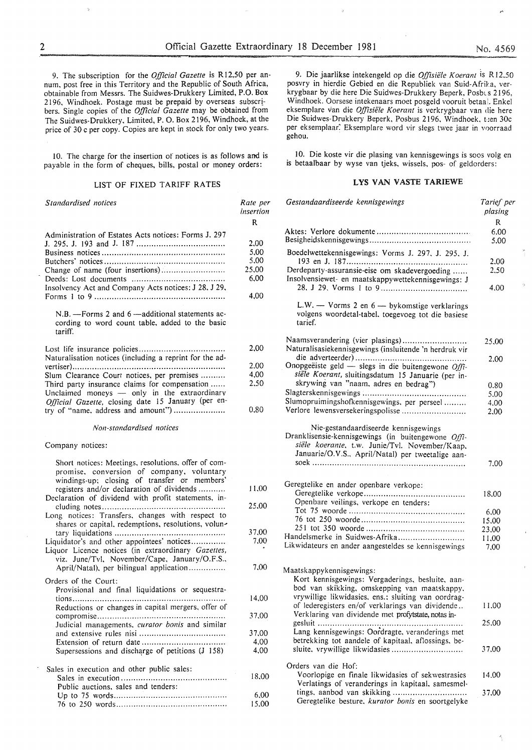9. The subscription for the *Official Gazette* is R12,50 per annum, post free in this Territory and the Republic of South Africa, obtainable from Messrs. The Suidwes-Drukkery Limited, P.O. Box 2196, Windhoek. Postage must be prepaid by overseas subscribers. Single copies of the *Official Gazette* may be obtained from The Suidwes-Drukkery, Limited, P. O. Box 2196, Windhoek, at the price of 30 c per copy. Copies are kept in stock for only two years.

10. The charge for the insertion of notices is as follows and is payable in the form of cheques, bills, postal or money orders:

## LIST OF FIXED TARIFF RATES

| *Standardised notices* | *Rate per insertion* |
|---|---|
| | R |
| Administration of Estates Acts notices: Forms J. 297 J. 295, J. 193 and J. 187 | 2,00 |
| Business notices | 5,00 |
| Butchers' notices | 5,00 |
| Change of name (four insertions) | 25,00 |
| Deeds: Lost documents | 6,00 |
| Insolvency Act and Company Acts notices: J 28, J 29, Forms 1 to 9 | 4,00 |
| N.B. —Forms 2 and 6 —additional statements according to word count table, added to the basic tariff. | |
| Lost life insurance policies | 2,00 |
| Naturalisation notices (including a reprint for the advertiser) | 2,00 |
| Slum Clearance Court notices, per premises | 4,00 |
| Third party insurance claims for compensation | 2,50 |
| Unclaimed moneys — only in the extraordinary *Official Gazette*, closing date 15 January (per entry of "name, address and amount") | 0,80 |

*Non-standardised notices*

| Company notices: | |
|---|---|
| Short notices: Meetings, resolutions, offer of compromise, conversion of company, voluntary windings-up; closing of transfer or members' registers and/or declaration of dividends | 11,00 |
| Declaration of dividend with profit statements, including notes | 25,00 |
| Long notices: Transfers, changes with respect to shares or capital, redemptions, resolutions, voluntary liquidations | 37,00 |
| Liquidator's and other appointees' notices | 7,00 |
| Liquor Licence notices (in extraordinary *Gazettes*, viz. June/Tvl, November/Cape, January/O.F.S., April/Natal), per bilingual application | 7,00 |
| Orders of the Court: | |
| Provisional and final liquidations or sequestrations | 14,00 |
| Reductions or changes in capital mergers, offer of compromise | 37,00 |
| Judicial managements, *curator bonis* and similar and extensive rules nisi | 37,00 |
| Extension of return date | 4,00 |
| Supersessions and discharge of petitions (J 158) | 4,00 |
| Sales in execution and other public sales: | |
| Sales in execution | 18,00 |
| Public auctions, sales and tenders: | |
| Up to 75 words | 6,00 |
| 76 to 250 words | 15,00 |

9. Die jaarlikse intekengeld op die *Offisiële Koerant* is R12,50 posvry in hierdie Gebied en die Republiek van Suid-Afrika, verkrygbaar by die here Die Suidwes-Drukkery Beperk, Posbus 2196, Windhoek. Oorsese intekenaars moet posgeld vooruit betaal. Enkel eksemplare van die *Offisiële Koerant* is verkrygbaar van die here Die Suidwes-Drukkery Beperk, Posbus 2196, Windhoek, teen 30c per eksemplaar. Eksemplare word vir slegs twee jaar in voorraad gehou.

10. Die koste vir die plasing van kennisgewings is soos volg en is betaalbaar by wyse van tjeks, wissels, pos- of geldorders:

## LYS VAN VASTE TARIEWE

| *Gestandaardiseerde kennisgewings* | *Tarief per plasing* |
|---|---|
| | R |
| Aktes: Verlore dokumente | 6,00 |
| Besigheidskennisgewings | 5,00 |
| Boedelwettekennisgewings: Vorms J. 297, J. 295, J. 193 en J. 187 | 2,00 |
| Derdeparty-assuransie-eise om skadevergoeding | 2,50 |
| Insolvensiewet- en maatskappywettekennisgewings: J 28, J 29, Vorms 1 to 9 | 4,00 |
| L.W. — Vorms 2 en 6 — bykomstige verklarings volgens woordetal-tabel, toegevoeg tot die basiese tarief. | |
| Naamsverandering (vier plasings) | 25,00 |
| Naturalisasiekennisgewings (insluitende 'n herdruk vir die adverteerder) | 2,00 |
| Onopgeëiste geld — slegs in die buitengewone *Offisiële Koerant*, sluitingsdatum 15 Januarie (per inskrywing van "naam, adres en bedrag") | 0,80 |
| Slagterskennisgewings | 5,00 |
| Slumopruimingshofkennisgewings, per perseel | 4,00 |
| Verlore lewensversekeringspolisse | 2,00 |

| Nie-gestandaardiseerde kennisgewings | |
|---|---|
| Dranklisensie-kennisgewings (in buitengewone *Offisiële koerante*, t.w. Junie/Tvl. November/Kaap, Januarie/O.V.S., April/Natal) per tweetalige aansoek | 7,00 |
| Geregtelike en ander openbare verkope: | |
| Geregtelike verkope | 18,00 |
| Openbare veilings, verkope en tenders: | |
| Tot 75 woorde | 6,00 |
| 76 tot 250 woorde | 15,00 |
| 251 tot 350 woorde | 23,00 |
| Handelsmerke in Suidwes-Afrika | 11,00 |
| Likwidateurs en ander aangesteldes se kennisgewings | 7,00 |
| Maatskappykennisgewings: | |
| Kort kennisgewings: Vergaderings, besluite, aanbod van skikking, omskepping van maatskappy, vrywillige likwidasies, ens.; sluiting van oordrag- of lederegisters en/of verklarings van dividende | 11,00 |
| Verklaring van dividende met profytstate, notas ingesluit | 25,00 |
| Lang kennisgewings: Oordragte, veranderings met betrekking tot aandele of kapitaal, aflossings, besluite, vrywillige likwidasies | 37,00 |
| Orders van die Hof: | |
| Voorlopige en finale likwidasies of sekwestrasies | 14,00 |
| Verlatings of veranderings in kapitaal, samesmeltings, aanbod van skikking | 37,00 |
| Geregtelike besture, *kurator bonis* en soortgelyke | |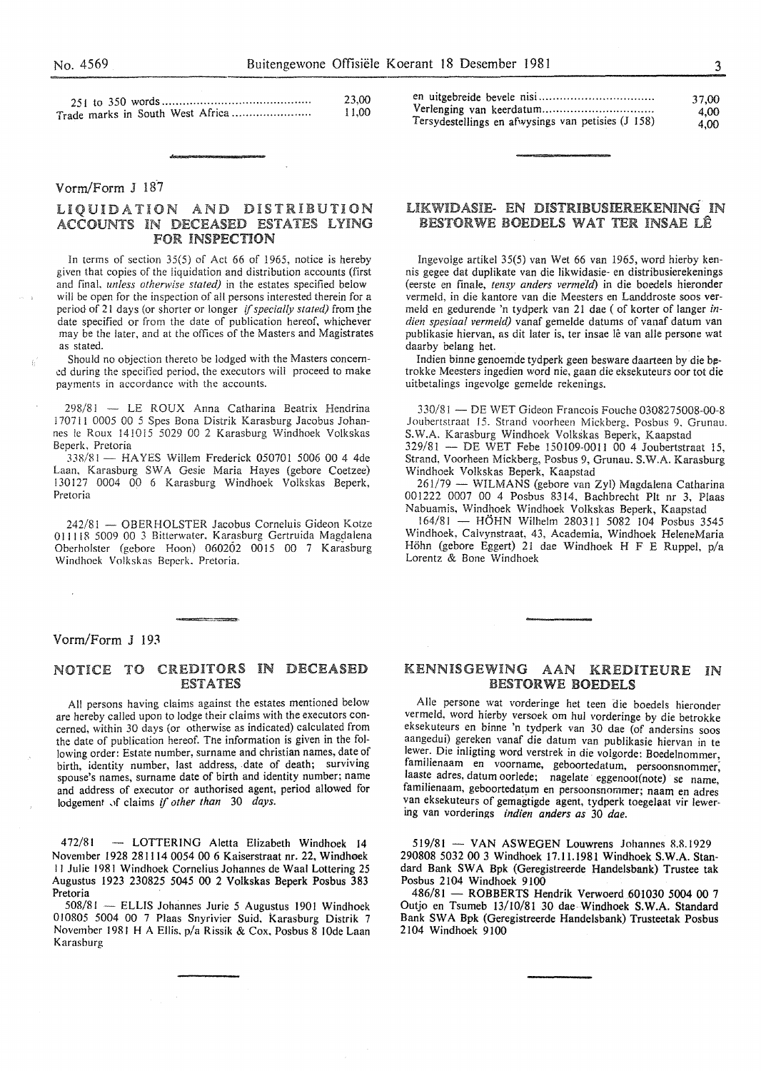| | |
|---|---|
| 251 to 350 words | 23,00 |
| Trade marks in South West Africa | 11,00 |

| | |
|---|---|
| en uitgebreide bevele nisi | 37,00 |
| Verlenging van keerdatum | 4,00 |
| Tersydestellings en afwysings van petisies (J 158) | 4,00 |

Vorm/Form J 187

## LIQUIDATION AND DISTRIBUTION ACCOUNTS IN DECEASED ESTATES LYING FOR INSPECTION

In terms of section 35(5) of Act 66 of 1965, notice is hereby given that copies of the liquidation and distribution accounts (first and final, *unless otherwise stated)* in the estates specified below will be open for the inspection of all persons interested therein for a period of 21 days (or shorter or longer *if specially stated)* from the date specified or from the date of publication hereof, whichever may be the later, and at the offices of the Masters and Magistrates as stated.

Should no objection thereto be lodged with the Masters concerned during the specified period, the executors will proceed to make payments in accordance with the accounts.

298/81 — LE ROUX Anna Catharina Beatrix Hendrina 170711 0005 00 5 Spes Bona Distrik Karasburg Jacobus Johannes le Roux 141015 5029 00 2 Karasburg Windhoek Volkskas Beperk, Pretoria

338/81 — HAYES Willem Frederick 050701 5006 00 4 4de Laan, Karasburg SWA Gesie Maria Hayes (gebore Coetzee) 130127 0004 00 6 Karasburg Windhoek Volkskas Beperk, Pretoria

242/81 — OBERHOLSTER Jacobus Corneluis Gideon Kotze 011118 5009 00 3 Bitterwater, Karasburg Gertruida Magdalena Oberholster (gebore Hoon) 060202 0015 00 7 Karasburg Windhoek Volkskas Beperk, Pretoria.

## LIKWIDASIE- EN DISTRIBUSIEREKENING IN BESTORWE BOEDELS WAT TER INSAE LÊ

Ingevolge artikel 35(5) van Wet 66 van 1965, word hierby kennis gegee dat duplikate van die likwidasie- en distribusierekenings (eerste en finale, *tensy anders vermeld)* in die boedels hieronder vermeld, in die kantore van die Meesters en Landdroste soos vermeld en gedurende 'n tydperk van 21 dae ( of korter of langer *indien spesiaal vermeld)* vanaf gemelde datums of vanaf datum van publikasie hiervan, as dit later is, ter insae lê van alle persone wat daarby belang het.

Indien binne genoemde tydperk geen besware daarteen by die betrokke Meesters ingedien word nie, gaan die eksekuteurs oor tot die uitbetalings ingevolge gemelde rekenings.

330/81 — DE WET Gideon Francois Fouche 0308275008-00-8 Joubertstraat 15, Strand voorheen Mickberg, Posbus 9, Grunau, S.W.A. Karasburg Windhoek Volkskas Beperk, Kaapstad

329/81 — DE WET Febe 150109-0011 00 4 Joubertstraat 15, Strand, Voorheen Mickberg, Posbus 9, Grunau, S.W.A. Karasburg Windhoek Volkskas Beperk, Kaapstad

261/79 — WILMANS (gebore van Zyl) Magdalena Catharina 001222 0007 00 4 Posbus 8314, Bachbrecht Plt nr 3, Plaas Nabuamis, Windhoek Windhoek Volkskas Beperk, Kaapstad

164/81 — HÖHN Wilhelm 280311 5082 104 Posbus 3545 Windhoek, Calvynstraat, 43, Academia, Windhoek HeleneMaria Höhn (gebore Eggert) 21 dae Windhoek H F E Ruppel, p/a Lorentz & Bone Windhoek

Vorm/Form J 193

## NOTICE TO CREDITORS IN DECEASED ESTATES

All persons having claims against the estates mentioned below are hereby called upon to lodge their claims with the executors concerned, within 30 days (or otherwise as indicated) calculated from the date of publication hereof. The information is given in the following order: Estate number, surname and christian names, date of birth, identity number, last address, date of death; surviving spouse's names, surname date of birth and identity number; name and address of executor or authorised agent, period allowed for lodgement of claims *if other than* 30 *days.*

472/81 — LOTTERING Aletta Elizabeth Windhoek 14 November 1928 281114 0054 00 6 Kaiserstraat nr. 22, Windhoek 11 Julie 1981 Windhoek Cornelius Johannes de Waal Lottering 25 Augustus 1923 230825 5045 00 2 Volkskas Beperk Posbus 383 Pretoria

508/81 — ELLIS Johannes Jurie 5 Augustus 1901 Windhoek 010805 5004 00 7 Plaas Snyrivier Suid, Karasburg Distrik 7 November 1981 H A Ellis, p/a Rissik & Cox, Posbus 8 10de Laan Karasburg

## KENNISGEWING AAN KREDITEURE IN BESTORWE BOEDELS

Alle persone wat vorderinge het teen die boedels hieronder vermeld, word hierby versoek om hul vorderinge by die betrokke eksekuteurs en binne 'n tydperk van 30 dae (of andersins soos aangedui) gereken vanaf die datum van publikasie hiervan in te lewer. Die inligting word verstrek in die volgorde: Boedelnommer, familienaam en voorname, geboortedatum, persoonsnommer, laaste adres, datum oorlede; nagelate eggenoot(note) se name, familienaam, geboortedatum en persoonsnommer; naam en adres van eksekuteurs of gemagtigde agent, tydperk toegelaat vir lewering van vorderings *indien anders as* 30 *dae.*

519/81 — VAN ASWEGEN Louwrens Johannes 8.8.1929 290808 5032 00 3 Windhoek 17.11.1981 Windhoek S.W.A. Standard Bank SWA Bpk (Geregistreerde Handelsbank) Trustee tak Posbus 2104 Windhoek 9100

486/81 — ROBBERTS Hendrik Verwoerd 601030 5004 00 7 Outjo en Tsumeb 13/10/81 30 dae Windhoek S.W.A. Standard Bank SWA Bpk (Geregistreerde Handelsbank) Trusteetak Posbus 2104 Windhoek 9100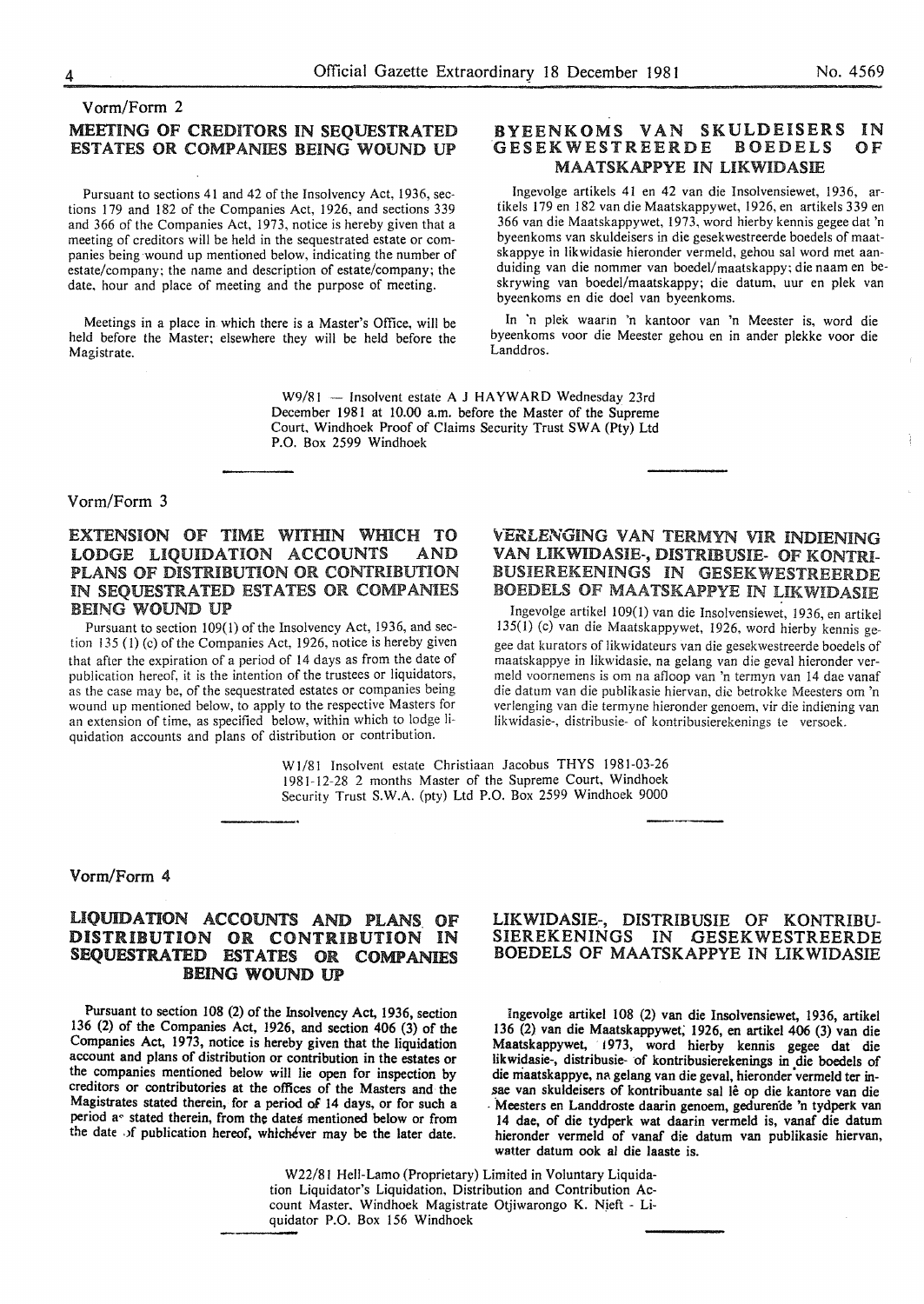Vorm/Form 2

## MEETING OF CREDITORS IN SEQUESTRATED ESTATES OR COMPANIES BEING WOUND UP

Pursuant to sections 41 and 42 of the Insolvency Act, 1936, sections 179 and 182 of the Companies Act, 1926, and sections 339 and 366 of the Companies Act, 1973, notice is hereby given that a meeting of creditors will be held in the sequestrated estate or companies being wound up mentioned below, indicating the number of estate/company; the name and description of estate/company; the date, hour and place of meeting and the purpose of meeting.

Meetings in a place in which there is a Master's Office, will be held before the Master; elsewhere they will be held before the Magistrate.

## BYEENKOMS VAN SKULDEISERS IN GESEKWESTREERDE BOEDELS OF MAATSKAPPYE IN LIKWIDASIE

Ingevolge artikels 41 en 42 van die Insolvensiewet, 1936, artikels 179 en 182 van die Maatskappywet, 1926, en artikels 339 en 366 van die Maatskappywet, 1973, word hierby kennis gegee dat 'n byeenkoms van skuldeisers in die gesekwestreerde boedels of maatskappye in likwidasie hieronder vermeld, gehou sal word met aanduiding van die nommer van boedel/maatskappy; die naam en beskrywing van boedel/maatskappy; die datum, uur en plek van byeenkoms en die doel van byeenkoms.

In 'n plek waarin 'n kantoor van 'n Meester is, word die byeenkoms voor die Meester gehou en in ander plekke voor die Landdros.

W9/81 — Insolvent estate A J HAYWARD Wednesday 23rd December 1981 at 10.00 a.m. before the Master of the Supreme Court, Windhoek Proof of Claims Security Trust SWA (Pty) Ltd P.O. Box 2599 Windhoek

Vorm/Form 3

## EXTENSION OF TIME WITHIN WHICH TO LODGE LIQUIDATION ACCOUNTS AND PLANS OF DISTRIBUTION OR CONTRIBUTION IN SEQUESTRATED ESTATES OR COMPANIES BEING WOUND UP

Pursuant to section 109(1) of the Insolvency Act, 1936, and section 135 (1) (c) of the Companies Act, 1926, notice is hereby given that after the expiration of a period of 14 days as from the date of publication hereof, it is the intention of the trustees or liquidators, as the case may be, of the sequestrated estates or companies being wound up mentioned below, to apply to the respective Masters for an extension of time, as specified below, within which to lodge liquidation accounts and plans of distribution or contribution.

## VERLENGING VAN TERMYN VIR INDIENING VAN LIKWIDASIE-, DISTRIBUSIE- OF KONTRIBUSIEREKENINGS IN GESEKWESTREERDE BOEDELS OF MAATSKAPPYE IN LIKWIDASIE

Ingevolge artikel 109(1) van die Insolvensiewet, 1936, en artikel 135(1) (c) van die Maatskappywet, 1926, word hierby kennis gegee dat kurators of likwidateurs van die gesekwestreerde boedels of maatskappye in likwidasie, na gelang van die geval hieronder vermeld voornemens is om na afloop van 'n termyn van 14 dae vanaf die datum van die publikasie hiervan, die betrokke Meesters om 'n verlenging van die termyne hieronder genoem, vir die indiening van likwidasie-, distribusie- of kontribusierekenings te versoek.

W1/81 Insolvent estate Christiaan Jacobus THYS 1981-03-26 1981-12-28 2 months Master of the Supreme Court, Windhoek Security Trust S.W.A. (pty) Ltd P.O. Box 2599 Windhoek 9000

Vorm/Form 4

## LIQUIDATION ACCOUNTS AND PLANS OF DISTRIBUTION OR CONTRIBUTION IN SEQUESTRATED ESTATES OR COMPANIES BEING WOUND UP

Pursuant to section 108 (2) of the Insolvency Act, 1936, section 136 (2) of the Companies Act, 1926, and section 406 (3) of the Companies Act, 1973, notice is hereby given that the liquidation account and plans of distribution or contribution in the estates or the companies mentioned below will lie open for inspection by creditors or contributories at the offices of the Masters and the Magistrates stated therein, for a period of 14 days, or for such a period as stated therein, from the dates mentioned below or from the date of publication hereof, whichever may be the later date.

## LIKWIDASIE-, DISTRIBUSIE OF KONTRIBUSIEREKENINGS IN GESEKWESTREERDE BOEDELS OF MAATSKAPPYE IN LIKWIDASIE

Ingevolge artikel 108 (2) van die Insolvensiewet, 1936, artikel 136 (2) van die Maatskappywet, 1926, en artikel 406 (3) van die Maatskappywet, 1973, word hierby kennis gegee dat die likwidasie-, distribusie- of kontribusierekenings in die boedels of die maatskappye, na gelang van die geval, hieronder vermeld ter insae van skuldeisers of kontribuante sal lê op die kantore van die Meesters en Landdroste daarin genoem, gedurende 'n tydperk van 14 dae, of die tydperk wat daarin vermeld is, vanaf die datum hieronder vermeld of vanaf die datum van publikasie hiervan, watter datum ook al die laaste is.

W22/81 Hell-Lamo (Proprietary) Limited in Voluntary Liquidation Liquidator's Liquidation, Distribution and Contribution Account Master, Windhoek Magistrate Otjiwarongo K. Nieft - Liquidator P.O. Box 156 Windhoek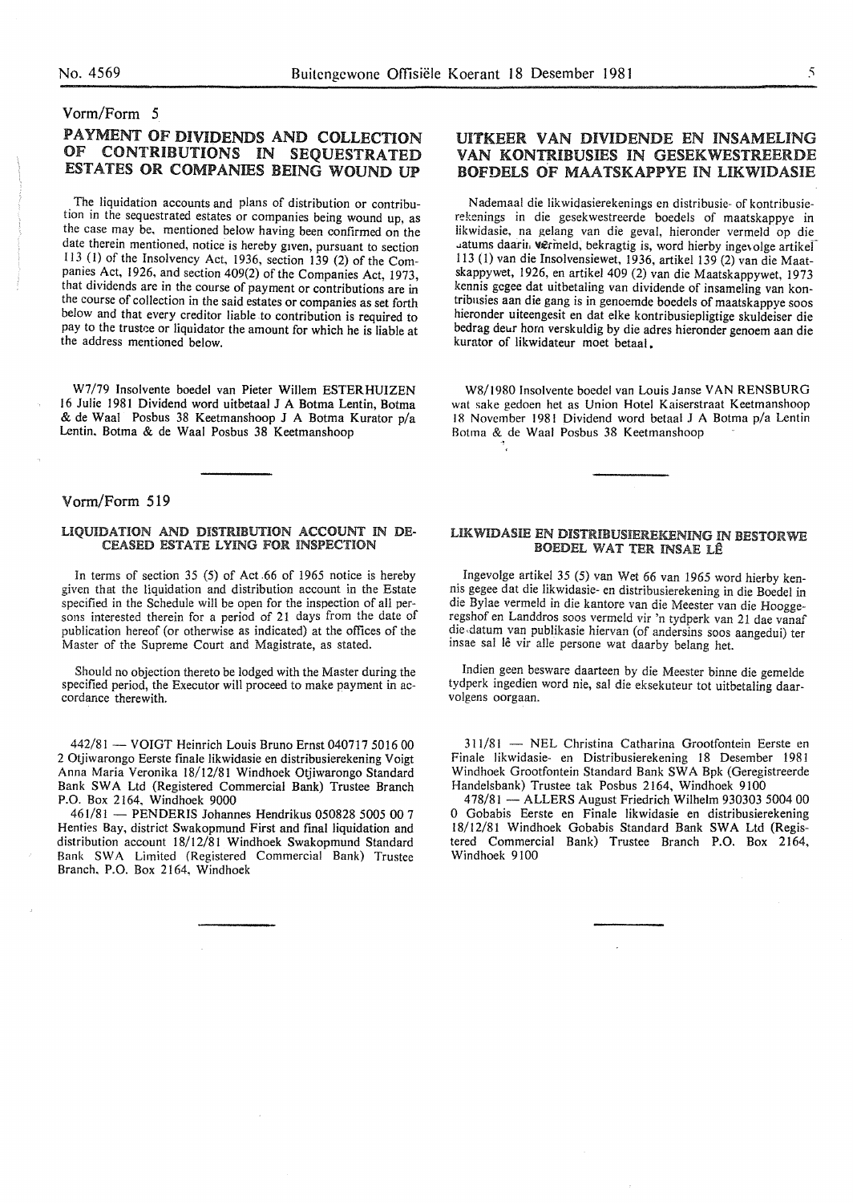Vorm/Form 5

## PAYMENT OF DIVIDENDS AND COLLECTION OF CONTRIBUTIONS IN SEQUESTRATED ESTATES OR COMPANIES BEING WOUND UP

The liquidation accounts and plans of distribution or contribution in the sequestrated estates or companies being wound up, as the case may be, mentioned below having been confirmed on the date therein mentioned, notice is hereby given, pursuant to section 113 (1) of the Insolvency Act, 1936, section 139 (2) of the Companies Act, 1926, and section 409(2) of the Companies Act, 1973, that dividends are in the course of payment or contributions are in the course of collection in the said estates or companies as set forth below and that every creditor liable to contribution is required to pay to the trustee or liquidator the amount for which he is liable at the address mentioned below.

W7/79 Insolvente boedel van Pieter Willem ESTERHUIZEN 16 Julie 1981 Dividend word uitbetaal J A Botma Lentin, Botma & de Waal Posbus 38 Keetmanshoop J A Botma Kurator p/a Lentin, Botma & de Waal Posbus 38 Keetmanshoop

## UITKEER VAN DIVIDENDE EN INSAMELING VAN KONTRIBUSIES IN GESEKWESTREERDE BOEDELS OF MAATSKAPPYE IN LIKWIDASIE

Nademaal die likwidasierekenings en distribusie- of kontribusierekenings in die gesekwestreerde boedels of maatskappye in likwidasie, na gelang van die geval, hieronder vermeld op die datums daarin vermeld, bekragtig is, word hierby ingevolge artikel 113 (1) van die Insolvensiewet, 1936, artikel 139 (2) van die Maatskappywet, 1926, en artikel 409 (2) van die Maatskappywet, 1973 kennis gegee dat uitbetaling van dividende of insameling van kontribusies aan die gang is in genoemde boedels of maatskappye soos hieronder uiteengesit en dat elke kontribusiepligtige skuldeiser die bedrag deur hom verskuldig by die adres hieronder genoem aan die kurator of likwidateur moet betaal.

W8/1980 Insolvente boedel van Louis Janse VAN RENSBURG wat sake gedoen het as Union Hotel Kaiserstraat Keetmanshoop 18 November 1981 Dividend word betaal J A Botma p/a Lentin Botma & de Waal Posbus 38 Keetmanshoop

Vorm/Form 519

### LIQUIDATION AND DISTRIBUTION ACCOUNT IN DECEASED ESTATE LYING FOR INSPECTION

In terms of section 35 (5) of Act 66 of 1965 notice is hereby given that the liquidation and distribution account in the Estate specified in the Schedule will be open for the inspection of all persons interested therein for a period of 21 days from the date of publication hereof (or otherwise as indicated) at the offices of the Master of the Supreme Court and Magistrate, as stated.

Should no objection thereto be lodged with the Master during the specified period, the Executor will proceed to make payment in accordance therewith.

442/81 — VOIGT Heinrich Louis Bruno Ernst 040717 5016 00 2 Otjiwarongo Eerste finale likwidasie en distribusierekening Voigt Anna Maria Veronika 18/12/81 Windhoek Otjiwarongo Standard Bank SWA Ltd (Registered Commercial Bank) Trustee Branch P.O. Box 2164, Windhoek 9000

461/81 — PENDERIS Johannes Hendrikus 050828 5005 00 7 Henties Bay, district Swakopmund First and final liquidation and distribution account 18/12/81 Windhoek Swakopmund Standard Bank SWA Limited (Registered Commercial Bank) Trustee Branch, P.O. Box 2164, Windhoek

### LIKWIDASIE EN DISTRIBUSIEREKENING IN BESTORWE BOEDEL WAT TER INSAE LÊ

Ingevolge artikel 35 (5) van Wet 66 van 1965 word hierby kennis gegee dat die likwidasie- en distribusierekening in die Boedel in die Bylae vermeld in die kantore van die Meester van die Hooggeregshof en Landdros soos vermeld vir 'n tydperk van 21 dae vanaf die datum van publikasie hiervan (of andersins soos aangedui) ter insae sal lê vir alle persone wat daarby belang het.

Indien geen besware daarteen by die Meester binne die gemelde tydperk ingedien word nie, sal die eksekuteur tot uitbetaling daarvolgens oorgaan.

311/81 — NEL Christina Catharina Grootfontein Eerste en Finale likwidasie- en Distribusierekening 18 Desember 1981 Windhoek Grootfontein Standard Bank SWA Bpk (Geregistreerde Handelsbank) Trustee tak Posbus 2164, Windhoek 9100

478/81 — ALLERS August Friedrich Wilhelm 930303 5004 00 0 Gobabis Eerste en Finale likwidasie en distribusierekening 18/12/81 Windhoek Gobabis Standard Bank SWA Ltd (Registered Commercial Bank) Trustee Branch P.O. Box 2164, Windhoek 9100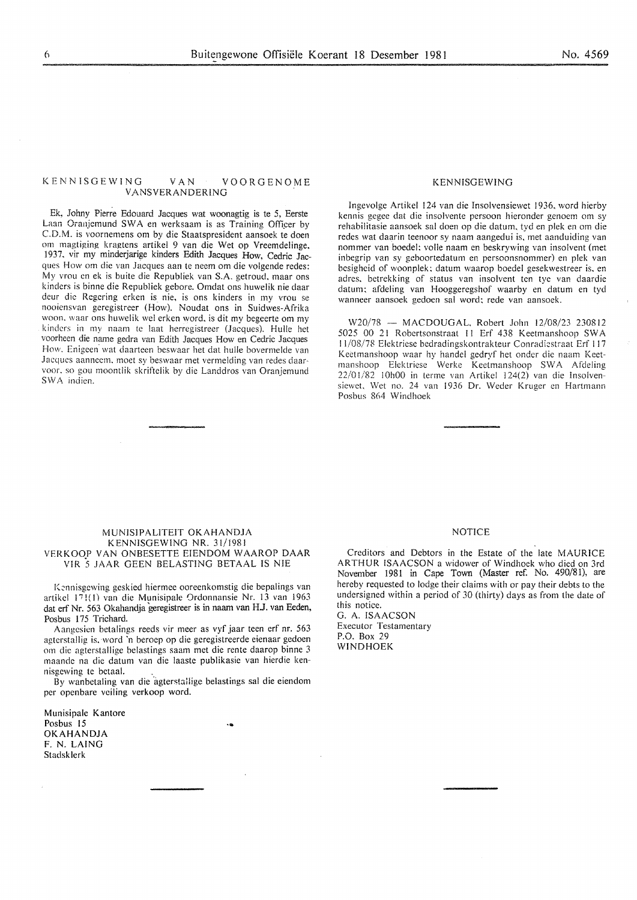## KENNISGEWING VAN VOORGENOME VANSVERANDERING

Ek, Johny Pierre Edouard Jacques wat woonagtig is te 5, Eerste Laan Oranjemund SWA en werksaam is as Training Officer by C.D.M. is voornemens om by die Staatspresident aansoek te doen om magtiging kragtens artikel 9 van die Wet op Vreemdelinge, 1937, vir my minderjarige kinders Edith Jacques How, Cedric Jacques How om die van Jacques aan te neem om die volgende redes: My vrou en ek is buite die Republiek van S.A. getroud, maar ons kinders is binne die Republiek gebore. Omdat ons huwelik nie daar deur die Regering erken is nie, is ons kinders in my vrou se nooiensvan geregistreer (How). Noudat ons in Suidwes-Afrika woon, waar ons huwelik wel erken word, is dit my begeerte om my kinders in my naam te laat herregistreer (Jacques). Hulle het voorheen die name gedra van Edith Jacques How en Cedric Jacques How. Enigeen wat daarteen beswaar het dat hulle bovermelde van Jacques aanneem, moet sy beswaar met vermelding van redes daarvoor, so gou moontlik skriftelik by die Landdros van Oranjemund SWA indien.

## KENNISGEWING

Ingevolge Artikel 124 van die Insolvensiewet 1936, word hierby kennis gegee dat die insolvente persoon hieronder genoem om sy rehabilitasie aansoek sal doen op die datum, tyd en plek en om die redes wat daarin teenoor sy naam aangedui is, met aanduiding van nommer van boedel; volle naam en beskrywing van insolvent (met inbegrip van sy geboortedatum en persoonsnommer) en plek van besigheid of woonplek; datum waarop boedel gesekwestreer is, en adres, betrekking of status van insolvent ten tye van daardie datum; afdeling van Hooggeregshof waarby en datum en tyd wanneer aansoek gedoen sal word; rede van aansoek.

W20/78 — MACDOUGAL, Robert John 12/08/23 230812 5025 00 21 Robertsonstraat 11 Erf 438 Keetmanshoop SWA 11/08/78 Elektriese bedradingskontrakteur Conradiestraat Erf 117 Keetmanshoop waar hy handel gedryf het onder die naam Keetmanshoop Elektriese Werke Keetmanshoop SWA Afdeling 22/01/82 10h00 in terme van Artikel 124(2) van die Insolvensiewet, Wet no. 24 van 1936 Dr. Weder Kruger en Hartmann Posbus 864 Windhoek

## MUNISIPALITEIT OKAHANDJA KENNISGEWING NR. 31/1981 VERKOOP VAN ONBESETTE EIENDOM WAAROP DAAR VIR 5 JAAR GEEN BELASTING BETAAL IS NIE

Kennisgewing geskied hiermee ooreenkomstig die bepalings van artikel 171(1) van die Munisipale Ordonnansie Nr. 13 van 1963 dat erf Nr. 563 Okahandja geregistreer is in naam van H.J. van Eeden, Posbus 175 Trichard.

Aangesien betalings reeds vir meer as vyf jaar teen erf nr. 563 agterstallig is, word 'n beroep op die geregistreerde eienaar gedoen om die agterstallige belastings saam met die rente daarop binne 3 maande na die datum van die laaste publikasie van hierdie kennisgewing te betaal.

By wanbetaling van die agterstallige belastings sal die eiendom per openbare veiling verkoop word.

Munisipale Kantore
Posbus 15
OKAHANDJA
F. N. LAING
Stadsklerk

## NOTICE

Creditors and Debtors in the Estate of the late MAURICE ARTHUR ISAACSON a widower of Windhoek who died on 3rd November 1981 in Cape Town (Master ref. No. 490/81), are hereby requested to lodge their claims with or pay their debts to the undersigned within a period of 30 (thirty) days as from the date of this notice.

G. A. ISAACSON
Executor Testamentary
P.O. Box 29
WINDHOEK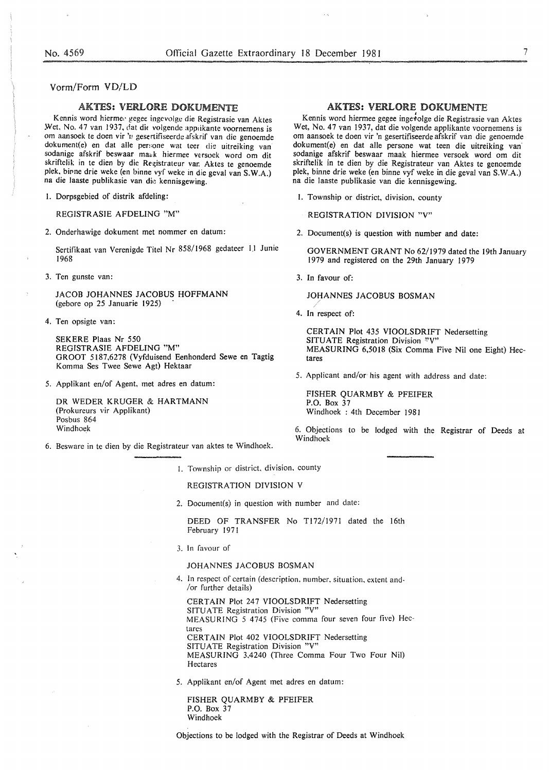Vorm/Form VD/LD

## AKTES: VERLORE DOKUMENTE

Kennis word hiermee gegee ingevolge die Registrasie van Aktes Wet, No. 47 van 1937, dat die volgende applikante voornemens is om aansoek te doen vir 'n gesertifiseerde afskrif van die genoemde dokument(e) en dat alle persone wat teen die uitreiking van sodanige afskrif beswaar maak hiermee versoek word om dit skriftelik in te dien by die Registrateur van Aktes te genoemde plek, binne drie weke (en binne vyf weke in die geval van S.W.A.) na die laaste publikasie van die kennisgewing.

1. Dorpsgebied of distrik afdeling:

   REGISTRASIE AFDELING "M"

2. Onderhawige dokument met nommer en datum:

   Sertifikaat van Verenigde Titel Nr 858/1968 gedateer 11 Junie 1968

3. Ten gunste van:

   JACOB JOHANNES JACOBUS HOFFMANN (gebore op 25 Januarie 1925)

4. Ten opsigte van:

   SEKERE Plaas Nr 550
   REGISTRASIE AFDELING "M"
   GROOT 5187,6278 (Vyfduisend Eenhonderd Sewe en Tagtig Komma Ses Twee Sewe Agt) Hektaar

5. Applikant en/of Agent, met adres en datum:

   DR WEDER KRUGER & HARTMANN
   (Prokureurs vir Applikant)
   Posbus 864
   Windhoek

6. Besware in te dien by die Registrateur van aktes te Windhoek.

## AKTES: VERLORE DOKUMENTE

Kennis word hiermee gegee ingevolge die Registrasie van Aktes Wet, No. 47 van 1937, dat die volgende applikante voornemens is om aansoek te doen vir 'n gesertifiseerde afskrif van die genoemde dokument(e) en dat alle persone wat teen die uitreiking van sodanige afskrif beswaar maak hiermee versoek word om dit skriftelik in te dien by die Registrateur van Aktes te genoemde plek, binne drie weke (en binne vyf weke in die geval van S.W.A.) na die laaste publikasie van die kennisgewing.

1. Township or district, division, county

   REGISTRATION DIVISION "V"

2. Document(s) is question with number and date:

   GOVERNMENT GRANT No 62/1979 dated the 19th January 1979 and registered on the 29th January 1979

3. In favour of:

   JOHANNES JACOBUS BOSMAN

4. In respect of:

   CERTAIN Plot 435 VIOOLSDRIFT Nedersetting
   SITUATE Registration Division "V"
   MEASURING 6,5018 (Six Comma Five Nil one Eight) Hectares

5. Applicant and/or his agent with address and date:

   FISHER QUARMBY & PFEIFER
   P.O. Box 37
   Windhoek : 4th December 1981

6. Objections to be lodged with the Registrar of Deeds at Windhoek

---

1. Township or district, division, county

   REGISTRATION DIVISION V

2. Document(s) in question with number and date:

   DEED OF TRANSFER No T172/1971 dated the 16th February 1971

3. In favour of

   JOHANNES JACOBUS BOSMAN

4. In respect of certain (description, number, situation, extent and-/or further details)

   CERTAIN Plot 247 VIOOLSDRIFT Nedersetting
   SITUATE Registration Division "V"
   MEASURING 5 4745 (Five comma four seven four five) Hectares
   CERTAIN Plot 402 VIOOLSDRIFT Nedersetting
   SITUATE Registration Division "V"
   MEASURING 3,4240 (Three Comma Four Two Four Nil) Hectares

5. Applikant en/of Agent met adres en datum:

   FISHER QUARMBY & PFEIFER
   P.O. Box 37
   Windhoek

Objections to be lodged with the Registrar of Deeds at Windhoek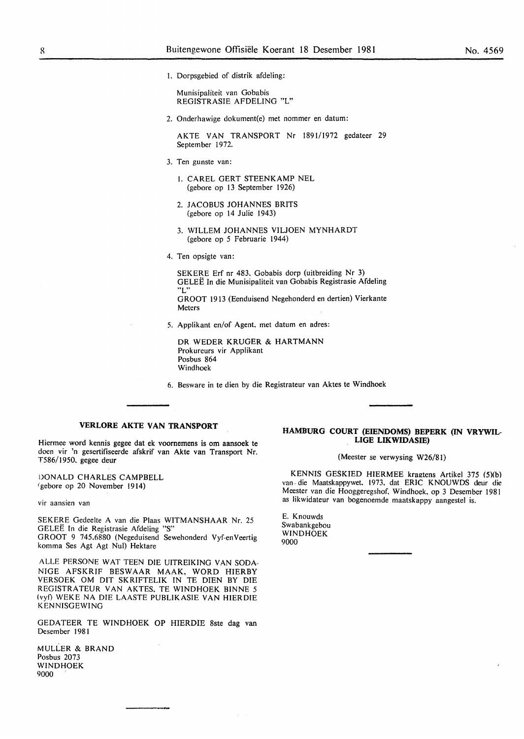1. Dorpsgebied of distrik afdeling:

   Munisipaliteit van Gobabis
   REGISTRASIE AFDELING "L"

2. Onderhawige dokument(e) met nommer en datum:

   AKTE VAN TRANSPORT Nr 1891/1972 gedateer 29 September 1972.

3. Ten gunste van:

   1. CAREL GERT STEENKAMP NEL
      (gebore op 13 September 1926)

   2. JACOBUS JOHANNES BRITS
      (gebore op 14 Julie 1943)

   3. WILLEM JOHANNES VILJOEN MYNHARDT
      (gebore op 5 Februarie 1944)

4. Ten opsigte van:

   SEKERE Erf nr 483, Gobabis dorp (uitbreiding Nr 3)
   GELEË In die Munisipaliteit van Gobabis Registrasie Afdeling "L"
   GROOT 1913 (Eenduisend Negehonderd en dertien) Vierkante Meters

5. Applikant en/of Agent, met datum en adres:

   DR WEDER KRUGER & HARTMANN
   Prokureurs vir Applikant
   Posbus 864
   Windhoek

6. Besware in te dien by die Registrateur van Aktes te Windhoek

---

**VERLORE AKTE VAN TRANSPORT**

Hiermee word kennis gegee dat ek voornemens is om aansoek te doen vir 'n gesertifiseerde afskrif van Akte van Transport Nr. T586/1950, gegee deur

DONALD CHARLES CAMPBELL
(gebore op 20 November 1914)

vir aansien van

SEKERE Gedeelte A van die Plaas WITMANSHAAR Nr. 25
GELEË In die Registrasie Afdeling "S"
GROOT 9 745.6880 (Negeduisend Sewehonderd Vyf-enVeertig komma Ses Agt Agt Nul) Hektare

ALLE PERSONE WAT TEEN DIE UITREIKING VAN SODANIGE AFSKRIF BESWAAR MAAK, WORD HIERBY VERSOEK OM DIT SKRIFTELIK IN TE DIEN BY DIE REGISTRATEUR VAN AKTES, TE WINDHOEK BINNE 5 (vyf) WEKE NA DIE LAASTE PUBLIKASIE VAN HIERDIE KENNISGEWING

GEDATEER TE WINDHOEK OP HIERDIE 8ste dag van Desember 1981

MULLER & BRAND
Posbus 2073
WINDHOEK
9000

---

**HAMBURG COURT (EIENDOMS) BEPERK (IN VRYWILLIGE LIKWIDASIE)**

(Meester se verwysing W26/81)

KENNIS GESKIED HIERMEE kragtens Artikel 375 (5)(b) van die Maatskappywet, 1973, dat ERIC KNOUWDS deur die Meester van die Hooggeregshof, Windhoek, op 3 Desember 1981 as likwidateur van bogenoemde maatskappy aangestel is.

E. Knouwds
Swabankgebou
WINDHOEK
9000